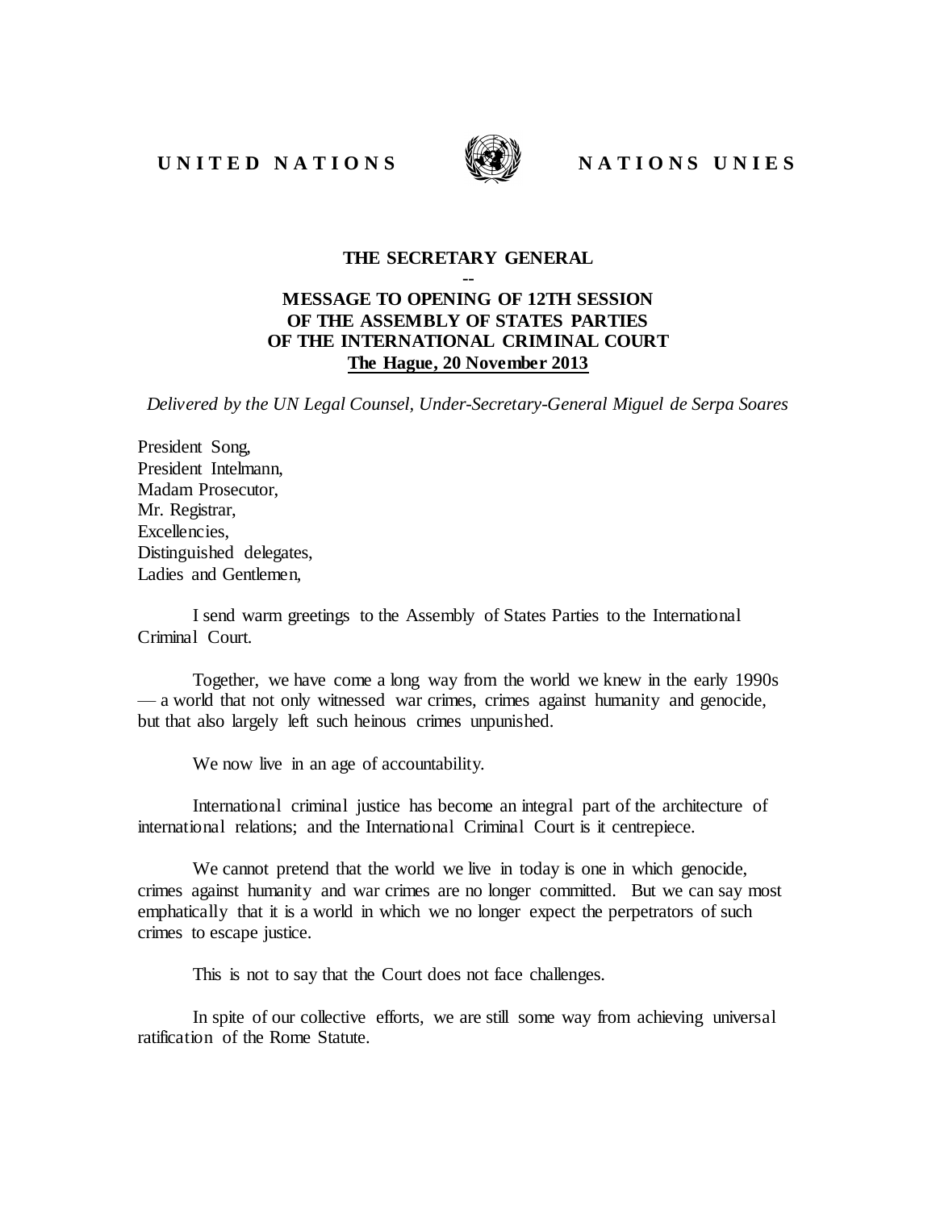**UNITED NATIONS** **NATIONS UNIES**

**THE SECRETARY GENERAL**
**--**
**MESSAGE TO OPENING OF 12TH SESSION OF THE ASSEMBLY OF STATES PARTIES OF THE INTERNATIONAL CRIMINAL COURT**
**The Hague, 20 November 2013**

*Delivered by the UN Legal Counsel, Under-Secretary-General Miguel de Serpa Soares*

President Song,
President Intelmann,
Madam Prosecutor,
Mr. Registrar,
Excellencies,
Distinguished delegates,
Ladies and Gentlemen,

I send warm greetings to the Assembly of States Parties to the International Criminal Court.

Together, we have come a long way from the world we knew in the early 1990s — a world that not only witnessed war crimes, crimes against humanity and genocide, but that also largely left such heinous crimes unpunished.

We now live in an age of accountability.

International criminal justice has become an integral part of the architecture of international relations; and the International Criminal Court is it centrepiece.

We cannot pretend that the world we live in today is one in which genocide, crimes against humanity and war crimes are no longer committed. But we can say most emphatically that it is a world in which we no longer expect the perpetrators of such crimes to escape justice.

This is not to say that the Court does not face challenges.

In spite of our collective efforts, we are still some way from achieving universal ratification of the Rome Statute.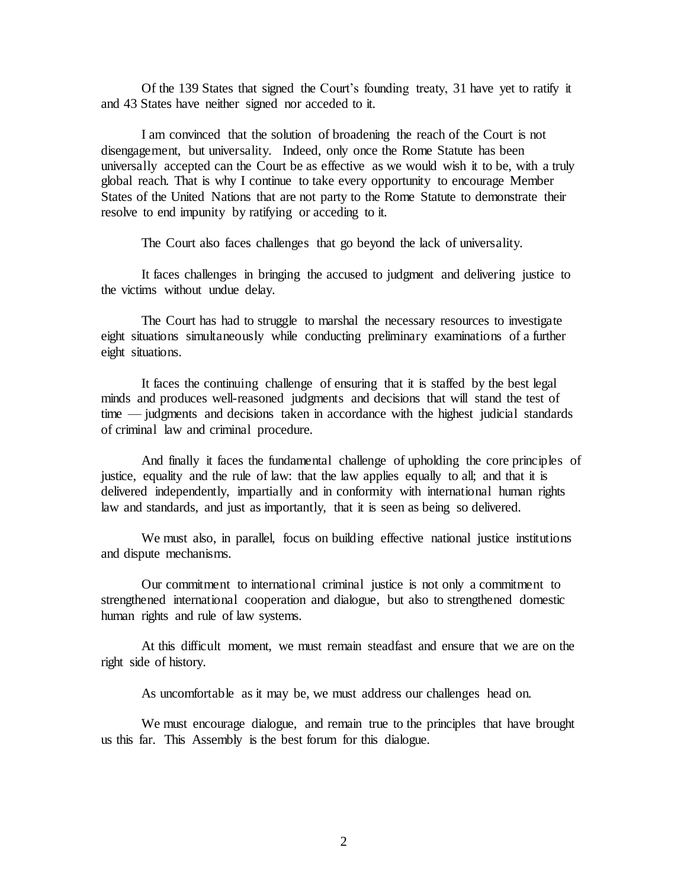Of the 139 States that signed the Court's founding treaty, 31 have yet to ratify it and 43 States have neither signed nor acceded to it.

I am convinced that the solution of broadening the reach of the Court is not disengagement, but universality. Indeed, only once the Rome Statute has been universally accepted can the Court be as effective as we would wish it to be, with a truly global reach. That is why I continue to take every opportunity to encourage Member States of the United Nations that are not party to the Rome Statute to demonstrate their resolve to end impunity by ratifying or acceding to it.

The Court also faces challenges that go beyond the lack of universality.

It faces challenges in bringing the accused to judgment and delivering justice to the victims without undue delay.

The Court has had to struggle to marshal the necessary resources to investigate eight situations simultaneously while conducting preliminary examinations of a further eight situations.

It faces the continuing challenge of ensuring that it is staffed by the best legal minds and produces well-reasoned judgments and decisions that will stand the test of time — judgments and decisions taken in accordance with the highest judicial standards of criminal law and criminal procedure.

And finally it faces the fundamental challenge of upholding the core principles of justice, equality and the rule of law: that the law applies equally to all; and that it is delivered independently, impartially and in conformity with international human rights law and standards, and just as importantly, that it is seen as being so delivered.

We must also, in parallel, focus on building effective national justice institutions and dispute mechanisms.

Our commitment to international criminal justice is not only a commitment to strengthened international cooperation and dialogue, but also to strengthened domestic human rights and rule of law systems.

At this difficult moment, we must remain steadfast and ensure that we are on the right side of history.

As uncomfortable as it may be, we must address our challenges head on.

We must encourage dialogue, and remain true to the principles that have brought us this far. This Assembly is the best forum for this dialogue.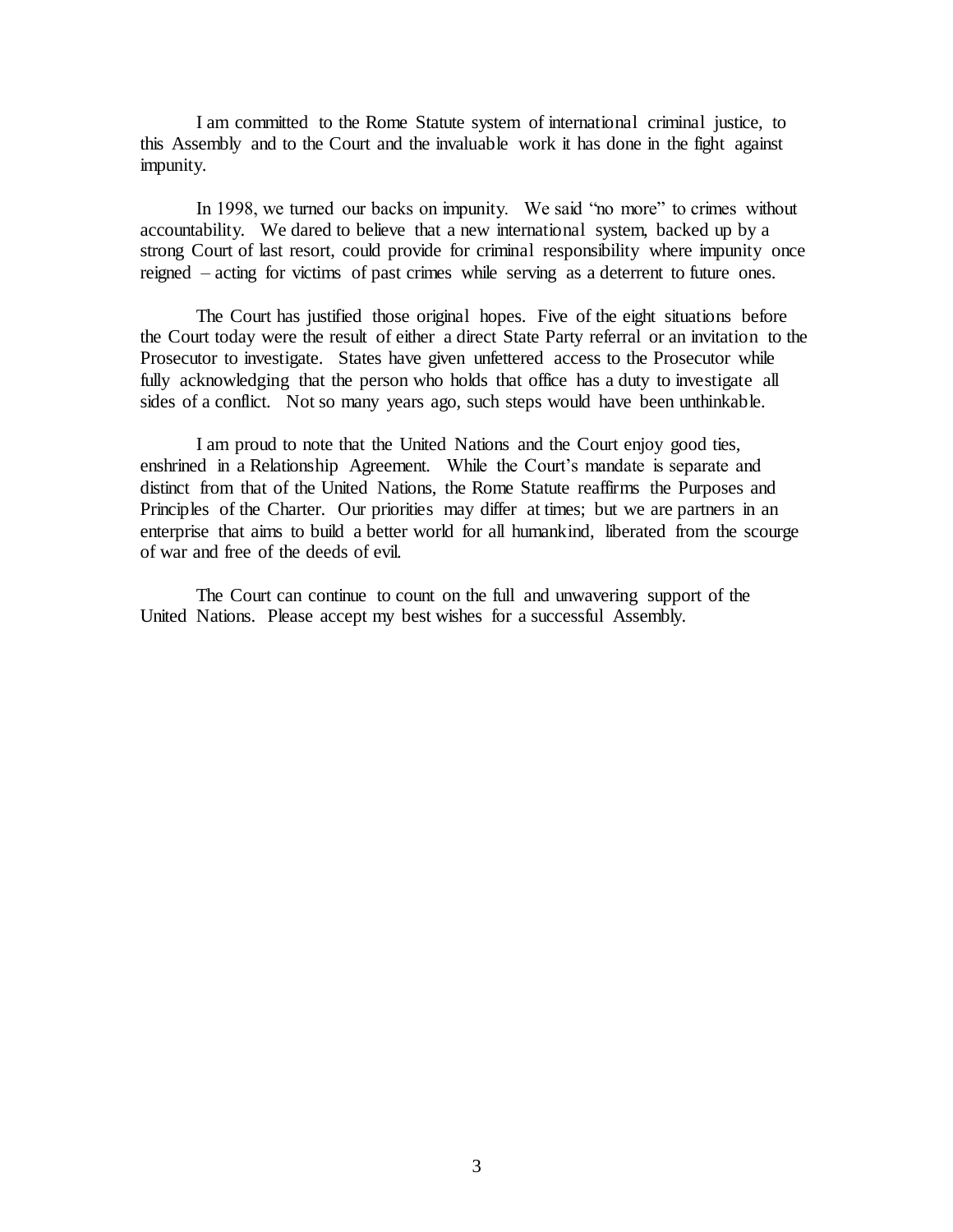I am committed to the Rome Statute system of international criminal justice, to this Assembly and to the Court and the invaluable work it has done in the fight against impunity.

In 1998, we turned our backs on impunity. We said "no more" to crimes without accountability. We dared to believe that a new international system, backed up by a strong Court of last resort, could provide for criminal responsibility where impunity once reigned – acting for victims of past crimes while serving as a deterrent to future ones.

The Court has justified those original hopes. Five of the eight situations before the Court today were the result of either a direct State Party referral or an invitation to the Prosecutor to investigate. States have given unfettered access to the Prosecutor while fully acknowledging that the person who holds that office has a duty to investigate all sides of a conflict. Not so many years ago, such steps would have been unthinkable.

I am proud to note that the United Nations and the Court enjoy good ties, enshrined in a Relationship Agreement. While the Court's mandate is separate and distinct from that of the United Nations, the Rome Statute reaffirms the Purposes and Principles of the Charter. Our priorities may differ at times; but we are partners in an enterprise that aims to build a better world for all humankind, liberated from the scourge of war and free of the deeds of evil.

The Court can continue to count on the full and unwavering support of the United Nations. Please accept my best wishes for a successful Assembly.